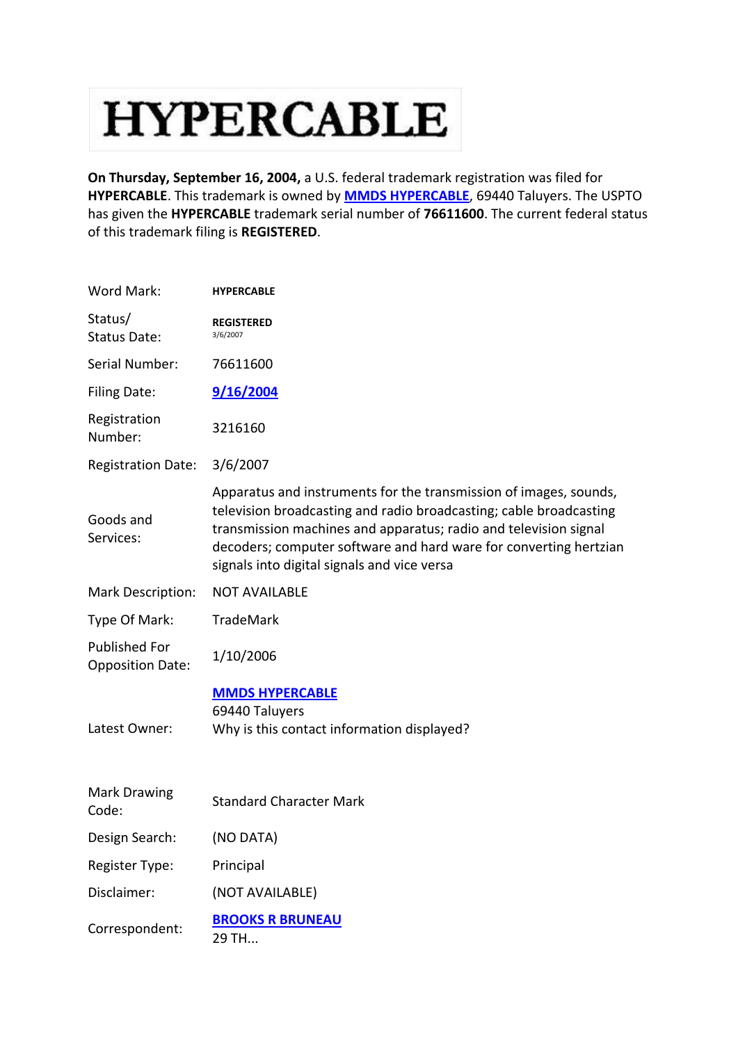# HYPERCABLE

**On Thursday, September 16, 2004,** a U.S. federal trademark registration was filed for **HYPERCABLE**. This trademark is owned by **MMDS HYPERCABLE**, 69440 Taluyers. The USPTO has given the **HYPERCABLE** trademark serial number of **76611600**. The current federal status of this trademark filing is **REGISTERED**.

| | |
|---|---|
| Word Mark: | **HYPERCABLE** |
| Status/<br>Status Date: | **REGISTERED**<br>3/6/2007 |
| Serial Number: | 76611600 |
| Filing Date: | **9/16/2004** |
| Registration Number: | 3216160 |
| Registration Date: | 3/6/2007 |
| Goods and Services: | Apparatus and instruments for the transmission of images, sounds, television broadcasting and radio broadcasting; cable broadcasting transmission machines and apparatus; radio and television signal decoders; computer software and hard ware for converting hertzian signals into digital signals and vice versa |
| Mark Description: | NOT AVAILABLE |
| Type Of Mark: | TradeMark |
| Published For Opposition Date: | 1/10/2006 |
| Latest Owner: | **MMDS HYPERCABLE**<br>69440 Taluyers<br>Why is this contact information displayed? |
| Mark Drawing Code: | Standard Character Mark |
| Design Search: | (NO DATA) |
| Register Type: | Principal |
| Disclaimer: | (NOT AVAILABLE) |
| Correspondent: | **BROOKS R BRUNEAU**<br>29 TH... |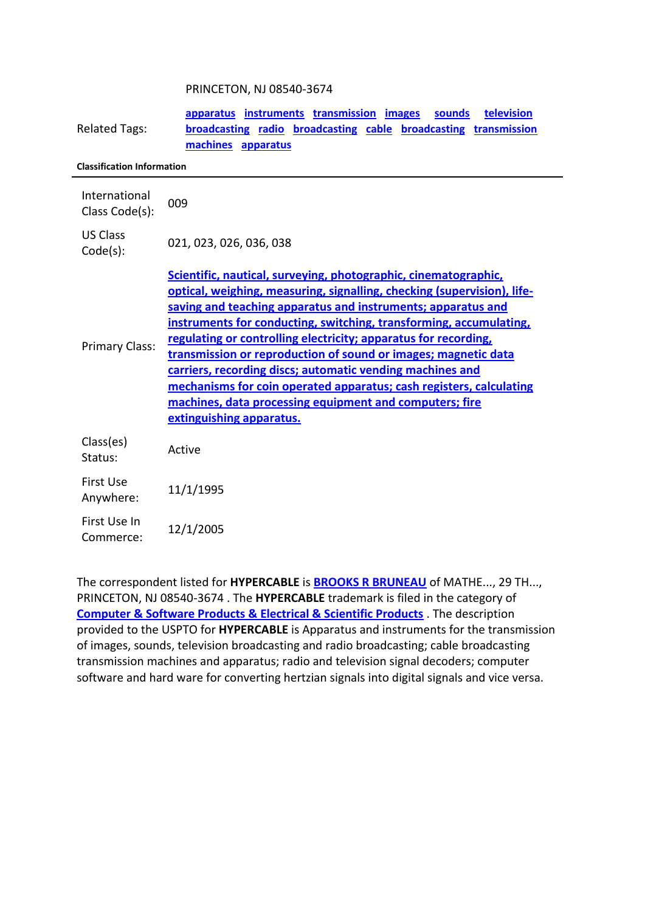PRINCETON, NJ 08540-3674

| | |
|---|---|
| Related Tags: | apparatus instruments transmission images sounds television broadcasting radio broadcasting cable broadcasting transmission machines apparatus |

**Classification Information**

| | |
|---|---|
| International Class Code(s): | 009 |
| US Class Code(s): | 021, 023, 026, 036, 038 |
| Primary Class: | Scientific, nautical, surveying, photographic, cinematographic, optical, weighing, measuring, signalling, checking (supervision), life-saving and teaching apparatus and instruments; apparatus and instruments for conducting, switching, transforming, accumulating, regulating or controlling electricity; apparatus for recording, transmission or reproduction of sound or images; magnetic data carriers, recording discs; automatic vending machines and mechanisms for coin operated apparatus; cash registers, calculating machines, data processing equipment and computers; fire extinguishing apparatus. |
| Class(es) Status: | Active |
| First Use Anywhere: | 11/1/1995 |
| First Use In Commerce: | 12/1/2005 |

The correspondent listed for **HYPERCABLE** is **BROOKS R BRUNEAU** of MATHE..., 29 TH..., PRINCETON, NJ 08540-3674 . The **HYPERCABLE** trademark is filed in the category of **Computer & Software Products & Electrical & Scientific Products** . The description provided to the USPTO for **HYPERCABLE** is Apparatus and instruments for the transmission of images, sounds, television broadcasting and radio broadcasting; cable broadcasting transmission machines and apparatus; radio and television signal decoders; computer software and hard ware for converting hertzian signals into digital signals and vice versa.